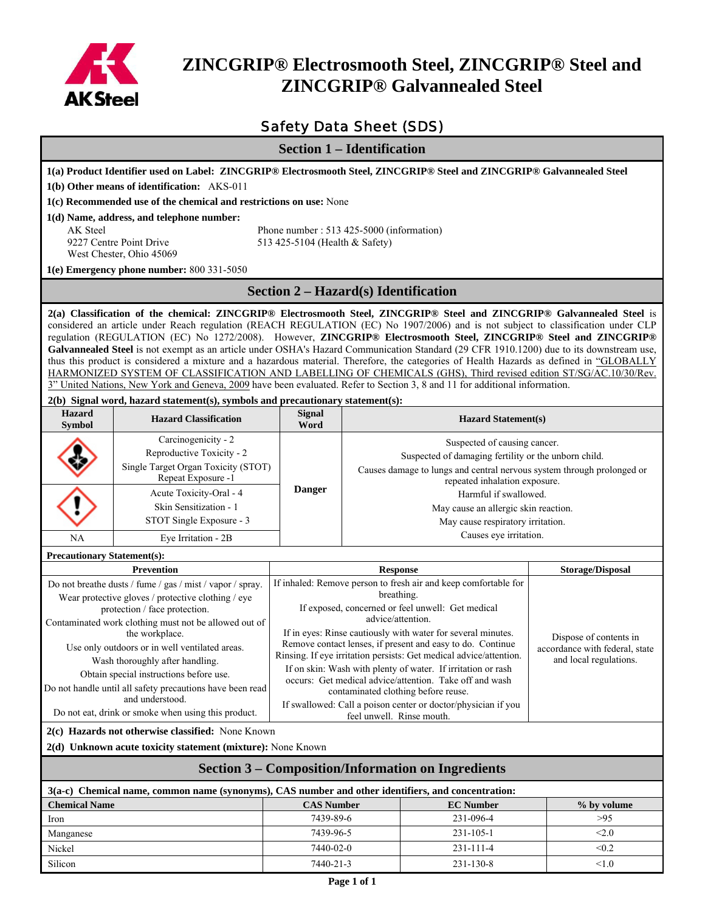# ZINCGRIP® Electrosmooth Steel, ZINCGRIP® Steel and ZINCGRIP® Galvannealed Steel

## Safety Data Sheet (SDS)

## Section 1 – Identification

**1(a) Product Identifier used on Label: ZINCGRIP® Electrosmooth Steel, ZINCGRIP® Steel and ZINCGRIP® Galvannealed Steel**

**1(b) Other means of identification:** AKS-011

**1(c) Recommended use of the chemical and restrictions on use:** None

**1(d) Name, address, and telephone number:**

AK Steel
9227 Centre Point Drive
West Chester, Ohio 45069

Phone number : 513 425-5000 (information)
513 425-5104 (Health & Safety)

**1(e) Emergency phone number:** 800 331-5050

## Section 2 – Hazard(s) Identification

**2(a) Classification of the chemical: ZINCGRIP® Electrosmooth Steel, ZINCGRIP® Steel and ZINCGRIP® Galvannealed Steel** is considered an article under Reach regulation (REACH REGULATION (EC) No 1907/2006) and is not subject to classification under CLP regulation (REGULATION (EC) No 1272/2008). However, **ZINCGRIP® Electrosmooth Steel, ZINCGRIP® Steel and ZINCGRIP® Galvannealed Steel** is not exempt as an article under OSHA's Hazard Communication Standard (29 CFR 1910.1200) due to its downstream use, thus this product is considered a mixture and a hazardous material. Therefore, the categories of Health Hazards as defined in "GLOBALLY HARMONIZED SYSTEM OF CLASSIFICATION AND LABELLING OF CHEMICALS (GHS), Third revised edition ST/SG/AC.10/30/Rev. 3" United Nations, New York and Geneva, 2009 have been evaluated. Refer to Section 3, 8 and 11 for additional information.

**2(b) Signal word, hazard statement(s), symbols and precautionary statement(s):**

| Hazard Symbol | Hazard Classification | Signal Word | Hazard Statement(s) |
|---|---|---|---|
| (Health hazard) | Carcinogenicity - 2<br>Reproductive Toxicity - 2<br>Single Target Organ Toxicity (STOT) Repeat Exposure -1 | Danger | Suspected of causing cancer.<br>Suspected of damaging fertility or the unborn child.<br>Causes damage to lungs and central nervous system through prolonged or repeated inhalation exposure. |
| (Exclamation mark) | Acute Toxicity-Oral - 4<br>Skin Sensitization - 1<br>STOT Single Exposure - 3 | | Harmful if swallowed.<br>May cause an allergic skin reaction.<br>May cause respiratory irritation. |
| NA | Eye Irritation - 2B | | Causes eye irritation. |

**Precautionary Statement(s):**

| Prevention | Response | Storage/Disposal |
|---|---|---|
| Do not breathe dusts / fume / gas / mist / vapor / spray.<br>Wear protective gloves / protective clothing / eye protection / face protection.<br>Contaminated work clothing must not be allowed out of the workplace.<br>Use only outdoors or in well ventilated areas.<br>Wash thoroughly after handling.<br>Obtain special instructions before use.<br>Do not handle until all safety precautions have been read and understood.<br>Do not eat, drink or smoke when using this product. | If inhaled: Remove person to fresh air and keep comfortable for breathing.<br>If exposed, concerned or feel unwell: Get medical advice/attention.<br>If in eyes: Rinse cautiously with water for several minutes. Remove contact lenses, if present and easy to do. Continue Rinsing. If eye irritation persists: Get medical advice/attention.<br>If on skin: Wash with plenty of water. If irritation or rash occurs: Get medical advice/attention. Take off and wash contaminated clothing before reuse.<br>If swallowed: Call a poison center or doctor/physician if you feel unwell. Rinse mouth. | Dispose of contents in accordance with federal, state and local regulations. |

**2(c) Hazards not otherwise classified:** None Known

**2(d) Unknown acute toxicity statement (mixture):** None Known

## Section 3 – Composition/Information on Ingredients

**3(a-c) Chemical name, common name (synonyms), CAS number and other identifiers, and concentration:**

| Chemical Name | CAS Number | EC Number | % by volume |
|---|---|---|---|
| Iron | 7439-89-6 | 231-096-4 | >95 |
| Manganese | 7439-96-5 | 231-105-1 | <2.0 |
| Nickel | 7440-02-0 | 231-111-4 | <0.2 |
| Silicon | 7440-21-3 | 231-130-8 | <1.0 |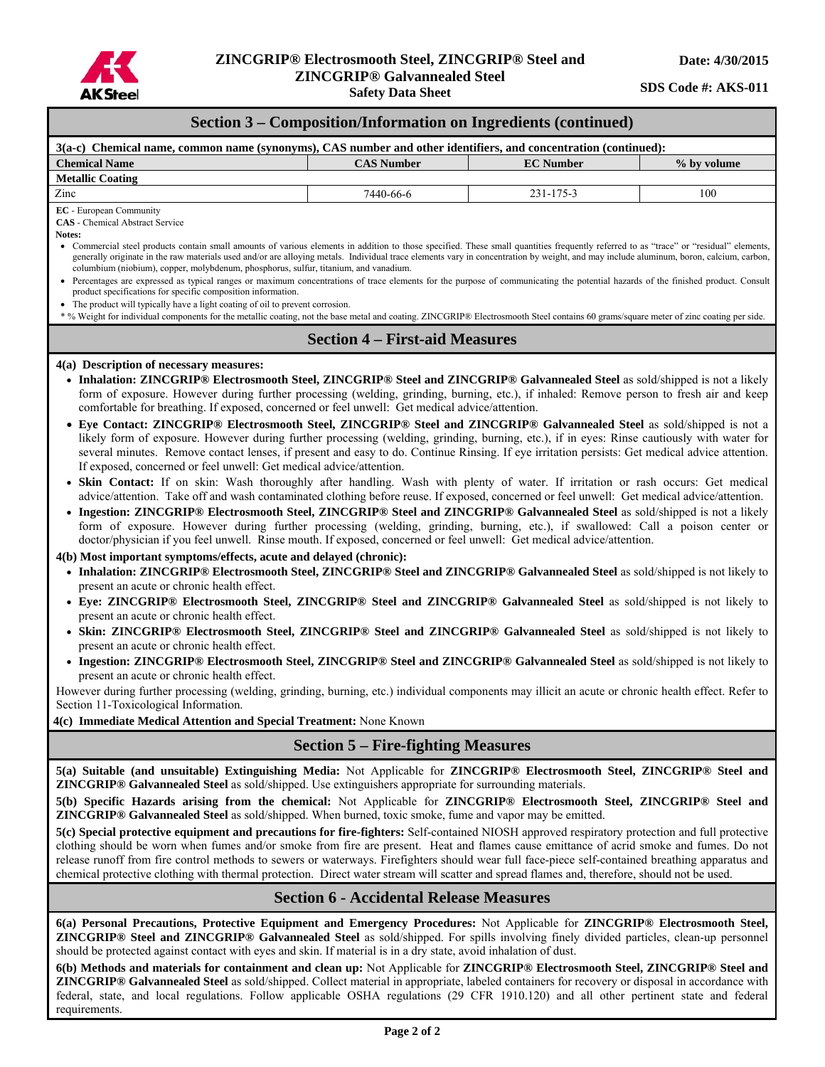## Section 3 – Composition/Information on Ingredients (continued)

**3(a-c) Chemical name, common name (synonyms), CAS number and other identifiers, and concentration (continued):**

| Chemical Name | CAS Number | EC Number | % by volume |
|---|---|---|---|
| **Metallic Coating** | | | |
| Zinc | 7440-66-6 | 231-175-3 | 100 |

**EC** - European Community
**CAS** - Chemical Abstract Service
**Notes:**

- Commercial steel products contain small amounts of various elements in addition to those specified. These small quantities frequently referred to as "trace" or "residual" elements, generally originate in the raw materials used and/or are alloying metals. Individual trace elements vary in concentration by weight, and may include aluminum, boron, calcium, carbon, columbium (niobium), copper, molybdenum, phosphorus, sulfur, titanium, and vanadium.
- Percentages are expressed as typical ranges or maximum concentrations of trace elements for the purpose of communicating the potential hazards of the finished product. Consult product specifications for specific composition information.
- The product will typically have a light coating of oil to prevent corrosion.

\* % Weight for individual components for the metallic coating, not the base metal and coating. ZINCGRIP® Electrosmooth Steel contains 60 grams/square meter of zinc coating per side.

## Section 4 – First-aid Measures

**4(a) Description of necessary measures:**

- **Inhalation: ZINCGRIP® Electrosmooth Steel, ZINCGRIP® Steel and ZINCGRIP® Galvannealed Steel** as sold/shipped is not a likely form of exposure. However during further processing (welding, grinding, burning, etc.), if inhaled: Remove person to fresh air and keep comfortable for breathing. If exposed, concerned or feel unwell: Get medical advice/attention.
- **Eye Contact: ZINCGRIP® Electrosmooth Steel, ZINCGRIP® Steel and ZINCGRIP® Galvannealed Steel** as sold/shipped is not a likely form of exposure. However during further processing (welding, grinding, burning, etc.), if in eyes: Rinse cautiously with water for several minutes. Remove contact lenses, if present and easy to do. Continue Rinsing. If eye irritation persists: Get medical advice attention. If exposed, concerned or feel unwell: Get medical advice/attention.
- **Skin Contact:** If on skin: Wash thoroughly after handling. Wash with plenty of water. If irritation or rash occurs: Get medical advice/attention. Take off and wash contaminated clothing before reuse. If exposed, concerned or feel unwell: Get medical advice/attention.
- **Ingestion: ZINCGRIP® Electrosmooth Steel, ZINCGRIP® Steel and ZINCGRIP® Galvannealed Steel** as sold/shipped is not a likely form of exposure. However during further processing (welding, grinding, burning, etc.), if swallowed: Call a poison center or doctor/physician if you feel unwell. Rinse mouth. If exposed, concerned or feel unwell: Get medical advice/attention.

**4(b) Most important symptoms/effects, acute and delayed (chronic):**

- **Inhalation: ZINCGRIP® Electrosmooth Steel, ZINCGRIP® Steel and ZINCGRIP® Galvannealed Steel** as sold/shipped is not likely to present an acute or chronic health effect.
- **Eye: ZINCGRIP® Electrosmooth Steel, ZINCGRIP® Steel and ZINCGRIP® Galvannealed Steel** as sold/shipped is not likely to present an acute or chronic health effect.
- **Skin: ZINCGRIP® Electrosmooth Steel, ZINCGRIP® Steel and ZINCGRIP® Galvannealed Steel** as sold/shipped is not likely to present an acute or chronic health effect.
- **Ingestion: ZINCGRIP® Electrosmooth Steel, ZINCGRIP® Steel and ZINCGRIP® Galvannealed Steel** as sold/shipped is not likely to present an acute or chronic health effect.

However during further processing (welding, grinding, burning, etc.) individual components may illicit an acute or chronic health effect. Refer to Section 11-Toxicological Information.

**4(c) Immediate Medical Attention and Special Treatment:** None Known

## Section 5 – Fire-fighting Measures

**5(a) Suitable (and unsuitable) Extinguishing Media:** Not Applicable for **ZINCGRIP® Electrosmooth Steel, ZINCGRIP® Steel and ZINCGRIP® Galvannealed Steel** as sold/shipped. Use extinguishers appropriate for surrounding materials.

**5(b) Specific Hazards arising from the chemical:** Not Applicable for **ZINCGRIP® Electrosmooth Steel, ZINCGRIP® Steel and ZINCGRIP® Galvannealed Steel** as sold/shipped. When burned, toxic smoke, fume and vapor may be emitted.

**5(c) Special protective equipment and precautions for fire-fighters:** Self-contained NIOSH approved respiratory protection and full protective clothing should be worn when fumes and/or smoke from fire are present. Heat and flames cause emittance of acrid smoke and fumes. Do not release runoff from fire control methods to sewers or waterways. Firefighters should wear full face-piece self-contained breathing apparatus and chemical protective clothing with thermal protection. Direct water stream will scatter and spread flames and, therefore, should not be used.

## Section 6 - Accidental Release Measures

**6(a) Personal Precautions, Protective Equipment and Emergency Procedures:** Not Applicable for **ZINCGRIP® Electrosmooth Steel, ZINCGRIP® Steel and ZINCGRIP® Galvannealed Steel** as sold/shipped. For spills involving finely divided particles, clean-up personnel should be protected against contact with eyes and skin. If material is in a dry state, avoid inhalation of dust.

**6(b) Methods and materials for containment and clean up:** Not Applicable for **ZINCGRIP® Electrosmooth Steel, ZINCGRIP® Steel and ZINCGRIP® Galvannealed Steel** as sold/shipped. Collect material in appropriate, labeled containers for recovery or disposal in accordance with federal, state, and local regulations. Follow applicable OSHA regulations (29 CFR 1910.120) and all other pertinent state and federal requirements.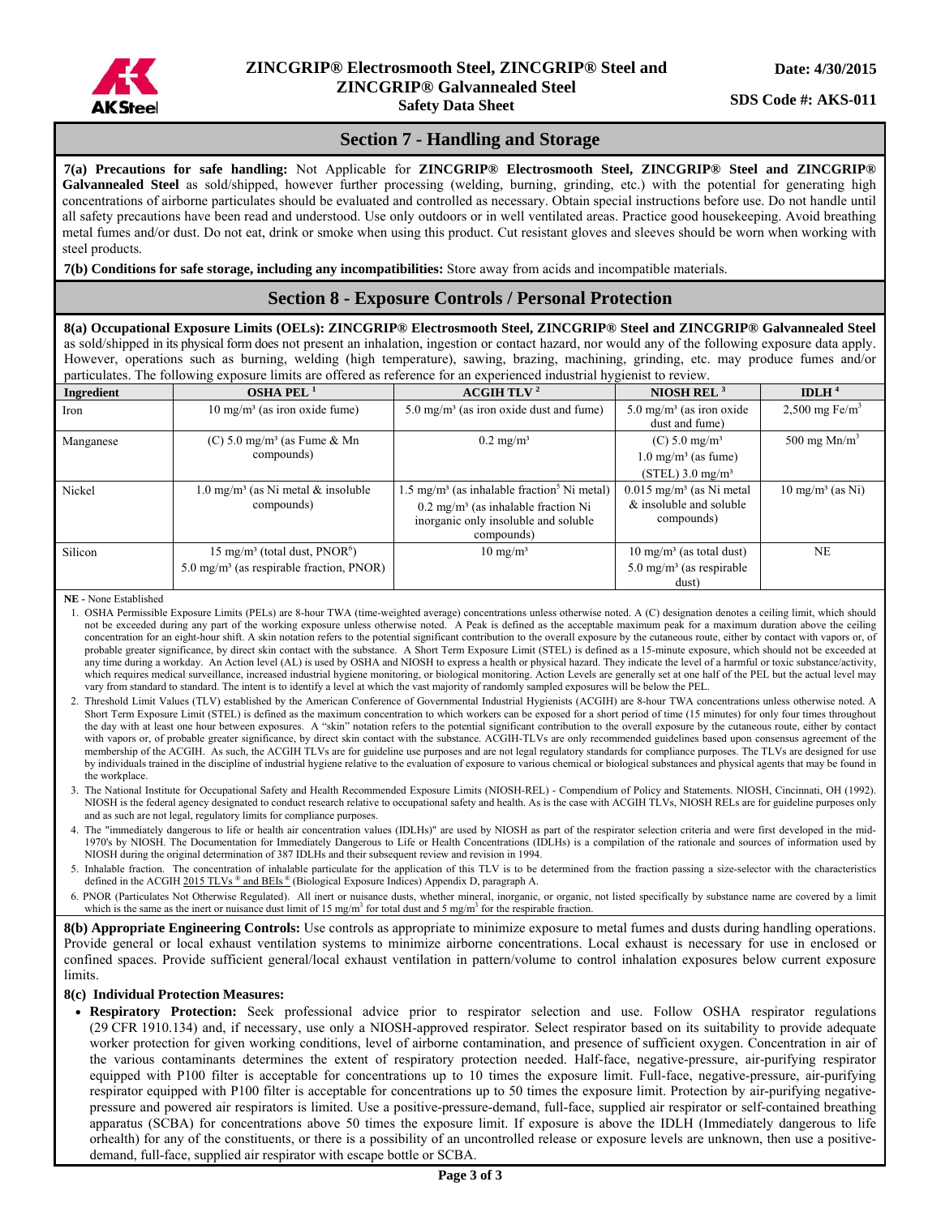## Section 7 - Handling and Storage

**7(a) Precautions for safe handling:** Not Applicable for **ZINCGRIP® Electrosmooth Steel, ZINCGRIP® Steel and ZINCGRIP® Galvannealed Steel** as sold/shipped, however further processing (welding, burning, grinding, etc.) with the potential for generating high concentrations of airborne particulates should be evaluated and controlled as necessary. Obtain special instructions before use. Do not handle until all safety precautions have been read and understood. Use only outdoors or in well ventilated areas. Practice good housekeeping. Avoid breathing metal fumes and/or dust. Do not eat, drink or smoke when using this product. Cut resistant gloves and sleeves should be worn when working with steel products.

**7(b) Conditions for safe storage, including any incompatibilities:** Store away from acids and incompatible materials.

## Section 8 - Exposure Controls / Personal Protection

**8(a) Occupational Exposure Limits (OELs): ZINCGRIP® Electrosmooth Steel, ZINCGRIP® Steel and ZINCGRIP® Galvannealed Steel** as sold/shipped in its physical form does not present an inhalation, ingestion or contact hazard, nor would any of the following exposure data apply. However, operations such as burning, welding (high temperature), sawing, brazing, machining, grinding, etc. may produce fumes and/or particulates. The following exposure limits are offered as reference for an experienced industrial hygienist to review.

| Ingredient | OSHA PEL [1] | ACGIH TLV [2] | NIOSH REL [3] | IDLH [4] |
|---|---|---|---|---|
| Iron | 10 $mg/m^3$ (as iron oxide fume) | 5.0 $mg/m^3$ (as iron oxide dust and fume) | 5.0 $mg/m^3$ (as iron oxide dust and fume) | 2,500 mg $Fe/m^3$ |
| Manganese | (C) 5.0 $mg/m^3$ (as Fume & Mn compounds) | 0.2 $mg/m^3$ | (C) 5.0 $mg/m^3$<br>1.0 $mg/m^3$ (as fume)<br>(STEL) 3.0 $mg/m^3$ | 500 mg $Mn/m^3$ |
| Nickel | 1.0 $mg/m^3$ (as Ni metal & insoluble compounds) | 1.5 $mg/m^3$ (as inhalable fraction[5] Ni metal)<br>0.2 $mg/m^3$ (as inhalable fraction Ni inorganic only insoluble and soluble compounds) | 0.015 $mg/m^3$ (as Ni metal & insoluble and soluble compounds) | 10 $mg/m^3$ (as Ni) |
| Silicon | 15 $mg/m^3$ (total dust, PNOR[6])<br>5.0 $mg/m^3$ (as respirable fraction, PNOR) | 10 $mg/m^3$ | 10 $mg/m^3$ (as total dust)<br>5.0 $mg/m^3$ (as respirable dust) | NE |

**NE** - None Established

1. OSHA Permissible Exposure Limits (PELs) are 8-hour TWA (time-weighted average) concentrations unless otherwise noted. A (C) designation denotes a ceiling limit, which should not be exceeded during any part of the working exposure unless otherwise noted. A Peak is defined as the acceptable maximum peak for a maximum duration above the ceiling concentration for an eight-hour shift. A skin notation refers to the potential significant contribution to the overall exposure by the cutaneous route, either by contact with vapors or, of probable greater significance, by direct skin contact with the substance. A Short Term Exposure Limit (STEL) is defined as a 15-minute exposure, which should not be exceeded at any time during a workday. An Action level (AL) is used by OSHA and NIOSH to express a health or physical hazard. They indicate the level of a harmful or toxic substance/activity, which requires medical surveillance, increased industrial hygiene monitoring, or biological monitoring. Action Levels are generally set at one half of the PEL but the actual level may vary from standard to standard. The intent is to identify a level at which the vast majority of randomly sampled exposures will be below the PEL.
2. Threshold Limit Values (TLV) established by the American Conference of Governmental Industrial Hygienists (ACGIH) are 8-hour TWA concentrations unless otherwise noted. A Short Term Exposure Limit (STEL) is defined as the maximum concentration to which workers can be exposed for a short period of time (15 minutes) for only four times throughout the day with at least one hour between exposures. A "skin" notation refers to the potential significant contribution to the overall exposure by the cutaneous route, either by contact with vapors or, of probable greater significance, by direct skin contact with the substance. ACGIH-TLVs are only recommended guidelines based upon consensus agreement of the membership of the ACGIH. As such, the ACGIH TLVs are for guideline use purposes and are not legal regulatory standards for compliance purposes. The TLVs are designed for use by individuals trained in the discipline of industrial hygiene relative to the evaluation of exposure to various chemical or biological substances and physical agents that may be found in the workplace.
3. The National Institute for Occupational Safety and Health Recommended Exposure Limits (NIOSH-REL) - Compendium of Policy and Statements. NIOSH, Cincinnati, OH (1992). NIOSH is the federal agency designated to conduct research relative to occupational safety and health. As is the case with ACGIH TLVs, NIOSH RELs are for guideline purposes only and as such are not legal, regulatory limits for compliance purposes.
4. The "immediately dangerous to life or health air concentration values (IDLHs)" are used by NIOSH as part of the respirator selection criteria and were first developed in the mid-1970's by NIOSH. The Documentation for Immediately Dangerous to Life or Health Concentrations (IDLHs) is a compilation of the rationale and sources of information used by NIOSH during the original determination of 387 IDLHs and their subsequent review and revision in 1994.
5. Inhalable fraction. The concentration of inhalable particulate for the application of this TLV is to be determined from the fraction passing a size-selector with the characteristics defined in the ACGIH 2015 TLVs ® and BEIs ® (Biological Exposure Indices) Appendix D, paragraph A.
6. PNOR (Particulates Not Otherwise Regulated). All inert or nuisance dusts, whether mineral, inorganic, or organic, not listed specifically by substance name are covered by a limit which is the same as the inert or nuisance dust limit of 15 $mg/m^3$ for total dust and 5 $mg/m^3$ for the respirable fraction.

**8(b) Appropriate Engineering Controls:** Use controls as appropriate to minimize exposure to metal fumes and dusts during handling operations. Provide general or local exhaust ventilation systems to minimize airborne concentrations. Local exhaust is necessary for use in enclosed or confined spaces. Provide sufficient general/local exhaust ventilation in pattern/volume to control inhalation exposures below current exposure limits.

**8(c) Individual Protection Measures:**

- **Respiratory Protection:** Seek professional advice prior to respirator selection and use. Follow OSHA respirator regulations (29 CFR 1910.134) and, if necessary, use only a NIOSH-approved respirator. Select respirator based on its suitability to provide adequate worker protection for given working conditions, level of airborne contamination, and presence of sufficient oxygen. Concentration in air of the various contaminants determines the extent of respiratory protection needed. Half-face, negative-pressure, air-purifying respirator equipped with P100 filter is acceptable for concentrations up to 10 times the exposure limit. Full-face, negative-pressure, air-purifying respirator equipped with P100 filter is acceptable for concentrations up to 50 times the exposure limit. Protection by air-purifying negative-pressure and powered air respirators is limited. Use a positive-pressure-demand, full-face, supplied air respirator or self-contained breathing apparatus (SCBA) for concentrations above 50 times the exposure limit. If exposure is above the IDLH (Immediately dangerous to life orhealth) for any of the constituents, or there is a possibility of an uncontrolled release or exposure levels are unknown, then use a positive-demand, full-face, supplied air respirator with escape bottle or SCBA.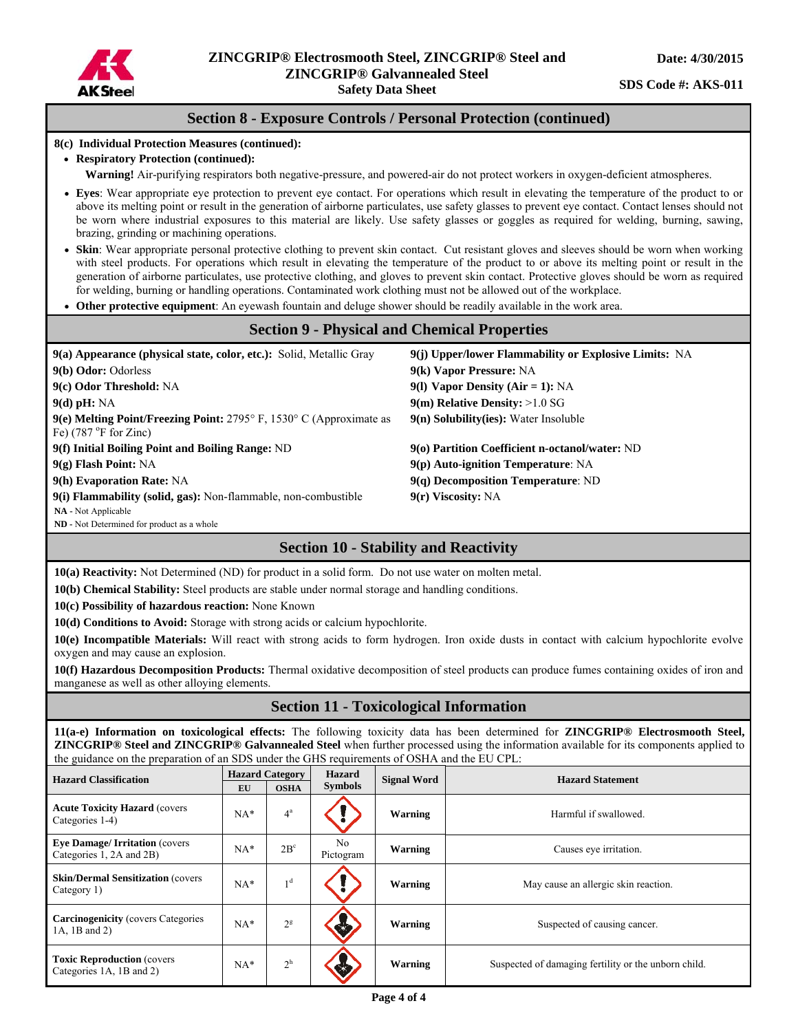## Section 8 - Exposure Controls / Personal Protection (continued)

**8(c) Individual Protection Measures (continued):**

- **Respiratory Protection (continued):**

  **Warning!** Air-purifying respirators both negative-pressure, and powered-air do not protect workers in oxygen-deficient atmospheres.

- **Eyes**: Wear appropriate eye protection to prevent eye contact. For operations which result in elevating the temperature of the product to or above its melting point or result in the generation of airborne particulates, use safety glasses to prevent eye contact. Contact lenses should not be worn where industrial exposures to this material are likely. Use safety glasses or goggles as required for welding, burning, sawing, brazing, grinding or machining operations.
- **Skin**: Wear appropriate personal protective clothing to prevent skin contact. Cut resistant gloves and sleeves should be worn when working with steel products. For operations which result in elevating the temperature of the product to or above its melting point or result in the generation of airborne particulates, use protective clothing, and gloves to prevent skin contact. Protective gloves should be worn as required for welding, burning or handling operations. Contaminated work clothing must not be allowed out of the workplace.
- **Other protective equipment**: An eyewash fountain and deluge shower should be readily available in the work area.

## Section 9 - Physical and Chemical Properties

**9(a) Appearance (physical state, color, etc.):** Solid, Metallic Gray

**9(b) Odor:** Odorless

**9(c) Odor Threshold:** NA

**9(d) pH:** NA

**9(e) Melting Point/Freezing Point:** 2795° F, 1530° C (Approximate as Fe) (787 °F for Zinc)

**9(f) Initial Boiling Point and Boiling Range:** ND

**9(g) Flash Point:** NA

**9(h) Evaporation Rate:** NA

**9(i) Flammability (solid, gas):** Non-flammable, non-combustible

**9(j) Upper/lower Flammability or Explosive Limits:** NA

**9(k) Vapor Pressure:** NA

**9(l) Vapor Density (Air = 1):** NA

**9(m) Relative Density:** >1.0 SG

**9(n) Solubility(ies):** Water Insoluble

**9(o) Partition Coefficient n-octanol/water:** ND

**9(p) Auto-ignition Temperature**: NA

**9(q) Decomposition Temperature**: ND

**9(r) Viscosity:** NA

**NA** - Not Applicable

**ND** - Not Determined for product as a whole

## Section 10 - Stability and Reactivity

**10(a) Reactivity:** Not Determined (ND) for product in a solid form. Do not use water on molten metal.

**10(b) Chemical Stability:** Steel products are stable under normal storage and handling conditions.

**10(c) Possibility of hazardous reaction:** None Known

**10(d) Conditions to Avoid:** Storage with strong acids or calcium hypochlorite.

**10(e) Incompatible Materials:** Will react with strong acids to form hydrogen. Iron oxide dusts in contact with calcium hypochlorite evolve oxygen and may cause an explosion.

**10(f) Hazardous Decomposition Products:** Thermal oxidative decomposition of steel products can produce fumes containing oxides of iron and manganese as well as other alloying elements.

## Section 11 - Toxicological Information

**11(a-e) Information on toxicological effects:** The following toxicity data has been determined for **ZINCGRIP® Electrosmooth Steel, ZINCGRIP® Steel and ZINCGRIP® Galvannealed Steel** when further processed using the information available for its components applied to the guidance on the preparation of an SDS under the GHS requirements of OSHA and the EU CPL:

| Hazard Classification | Hazard Category | | Hazard Symbols | Signal Word | Hazard Statement |
|---|---|---|---|---|---|
| | EU | OSHA | | | |
| **Acute Toxicity Hazard** (covers Categories 1-4) | NA* | 4[a] | | **Warning** | Harmful if swallowed. |
| **Eye Damage/ Irritation** (covers Categories 1, 2A and 2B) | NA* | 2B[c] | No Pictogram | **Warning** | Causes eye irritation. |
| **Skin/Dermal Sensitization** (covers Category 1) | NA* | 1[d] | | **Warning** | May cause an allergic skin reaction. |
| **Carcinogenicity** (covers Categories 1A, 1B and 2) | NA* | 2[g] | | **Warning** | Suspected of causing cancer. |
| **Toxic Reproduction** (covers Categories 1A, 1B and 2) | NA* | 2[h] | | **Warning** | Suspected of damaging fertility or the unborn child. |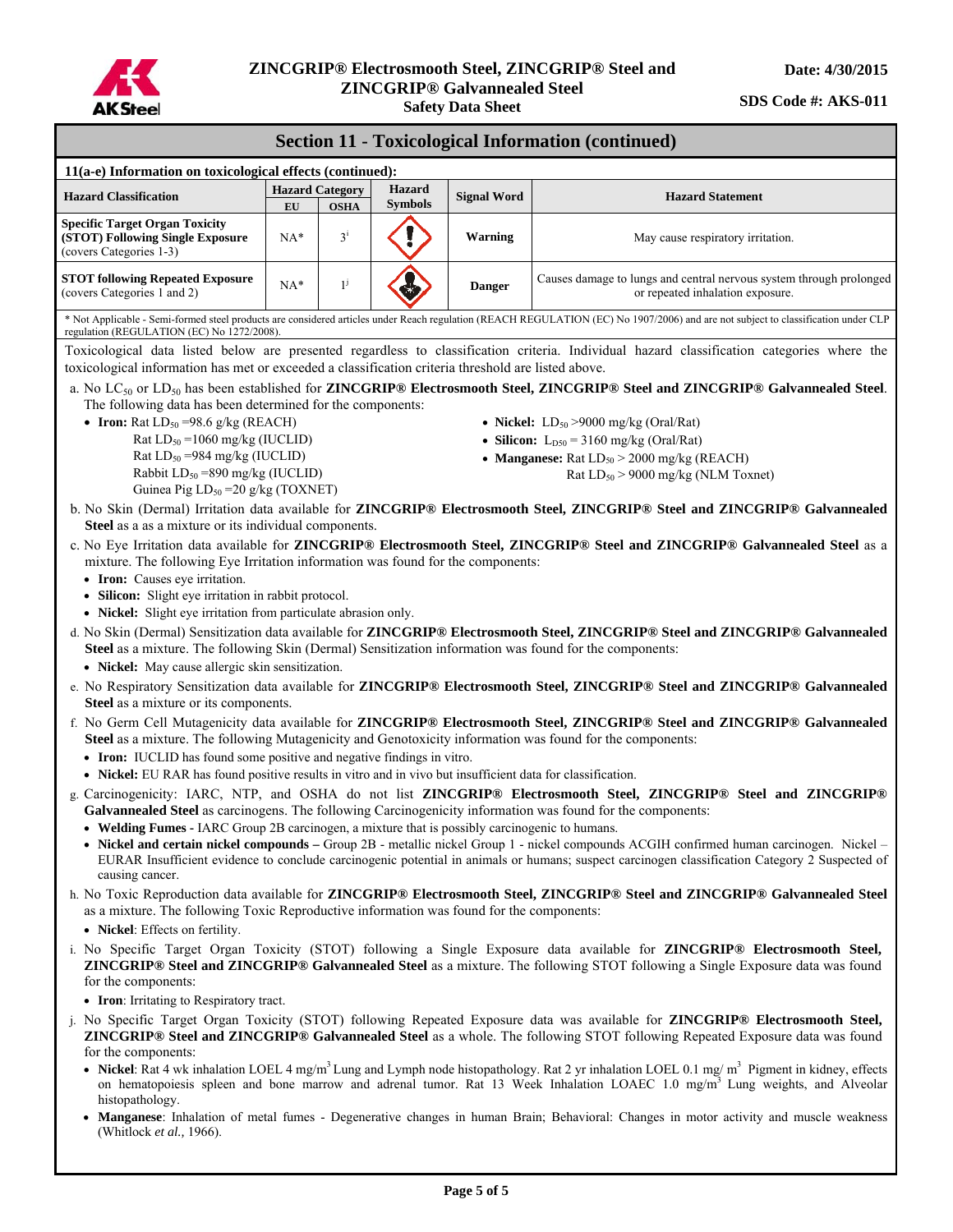## Section 11 - Toxicological Information (continued)

### 11(a-e) Information on toxicological effects (continued):

| Hazard Classification | Hazard Category EU | Hazard Category OSHA | Hazard Symbols | Signal Word | Hazard Statement |
|---|---|---|---|---|---|
| **Specific Target Organ Toxicity (STOT) Following Single Exposure** (covers Categories 1-3) | NA* | 3[i] | | **Warning** | May cause respiratory irritation. |
| **STOT following Repeated Exposure** (covers Categories 1 and 2) | NA* | 1[j] | | **Danger** | Causes damage to lungs and central nervous system through prolonged or repeated inhalation exposure. |

* Not Applicable - Semi-formed steel products are considered articles under Reach regulation (REACH REGULATION (EC) No 1907/2006) and are not subject to classification under CLP regulation (REGULATION (EC) No 1272/2008).

Toxicological data listed below are presented regardless to classification criteria. Individual hazard classification categories where the toxicological information has met or exceeded a classification criteria threshold are listed above.

a. No $LC_{50}$ or $LD_{50}$ has been established for **ZINCGRIP® Electrosmooth Steel, ZINCGRIP® Steel and ZINCGRIP® Galvannealed Steel**. The following data has been determined for the components:
   - **Iron:** Rat $LD_{50}$ =98.6 g/kg (REACH)
     Rat $LD_{50}$ =1060 mg/kg (IUCLID)
     Rat $LD_{50}$ =984 mg/kg (IUCLID)
     Rabbit $LD_{50}$ =890 mg/kg (IUCLID)
     Guinea Pig $LD_{50}$ =20 g/kg (TOXNET)
   - **Nickel:** $LD_{50}$ >9000 mg/kg (Oral/Rat)
   - **Silicon:** $L_{D50}$ = 3160 mg/kg (Oral/Rat)
   - **Manganese:** Rat $LD_{50}$ > 2000 mg/kg (REACH)
     Rat $LD_{50}$ > 9000 mg/kg (NLM Toxnet)

b. No Skin (Dermal) Irritation data available for **ZINCGRIP® Electrosmooth Steel, ZINCGRIP® Steel and ZINCGRIP® Galvannealed Steel** as a as a mixture or its individual components.

c. No Eye Irritation data available for **ZINCGRIP® Electrosmooth Steel, ZINCGRIP® Steel and ZINCGRIP® Galvannealed Steel** as a mixture. The following Eye Irritation information was found for the components:
   - **Iron:** Causes eye irritation.
   - **Silicon:** Slight eye irritation in rabbit protocol.
   - **Nickel:** Slight eye irritation from particulate abrasion only.

d. No Skin (Dermal) Sensitization data available for **ZINCGRIP® Electrosmooth Steel, ZINCGRIP® Steel and ZINCGRIP® Galvannealed Steel** as a mixture. The following Skin (Dermal) Sensitization information was found for the components:
   - **Nickel:** May cause allergic skin sensitization.

e. No Respiratory Sensitization data available for **ZINCGRIP® Electrosmooth Steel, ZINCGRIP® Steel and ZINCGRIP® Galvannealed Steel** as a mixture or its components.

f. No Germ Cell Mutagenicity data available for **ZINCGRIP® Electrosmooth Steel, ZINCGRIP® Steel and ZINCGRIP® Galvannealed Steel** as a mixture. The following Mutagenicity and Genotoxicity information was found for the components:
   - **Iron:** IUCLID has found some positive and negative findings in vitro.
   - **Nickel:** EU RAR has found positive results in vitro and in vivo but insufficient data for classification.

g. Carcinogenicity: IARC, NTP, and OSHA do not list **ZINCGRIP® Electrosmooth Steel, ZINCGRIP® Steel and ZINCGRIP® Galvannealed Steel** as carcinogens. The following Carcinogenicity information was found for the components:
   - **Welding Fumes** - IARC Group 2B carcinogen, a mixture that is possibly carcinogenic to humans.
   - **Nickel and certain nickel compounds –** Group 2B - metallic nickel Group 1 - nickel compounds ACGIH confirmed human carcinogen. Nickel – EURAR Insufficient evidence to conclude carcinogenic potential in animals or humans; suspect carcinogen classification Category 2 Suspected of causing cancer.

h. No Toxic Reproduction data available for **ZINCGRIP® Electrosmooth Steel, ZINCGRIP® Steel and ZINCGRIP® Galvannealed Steel** as a mixture. The following Toxic Reproductive information was found for the components:
   - **Nickel**: Effects on fertility.

i. No Specific Target Organ Toxicity (STOT) following a Single Exposure data available for **ZINCGRIP® Electrosmooth Steel, ZINCGRIP® Steel and ZINCGRIP® Galvannealed Steel** as a mixture. The following STOT following a Single Exposure data was found for the components:
   - **Iron**: Irritating to Respiratory tract.

j. No Specific Target Organ Toxicity (STOT) following Repeated Exposure data was available for **ZINCGRIP® Electrosmooth Steel, ZINCGRIP® Steel and ZINCGRIP® Galvannealed Steel** as a whole. The following STOT following Repeated Exposure data was found for the components:
   - **Nickel**: Rat 4 wk inhalation LOEL 4 $mg/m^3$ Lung and Lymph node histopathology. Rat 2 yr inhalation LOEL 0.1 $mg/m^3$ Pigment in kidney, effects on hematopoiesis spleen and bone marrow and adrenal tumor. Rat 13 Week Inhalation LOAEC 1.0 $mg/m^3$ Lung weights, and Alveolar histopathology.
   - **Manganese**: Inhalation of metal fumes - Degenerative changes in human Brain; Behavioral: Changes in motor activity and muscle weakness (Whitlock *et al.,* 1966).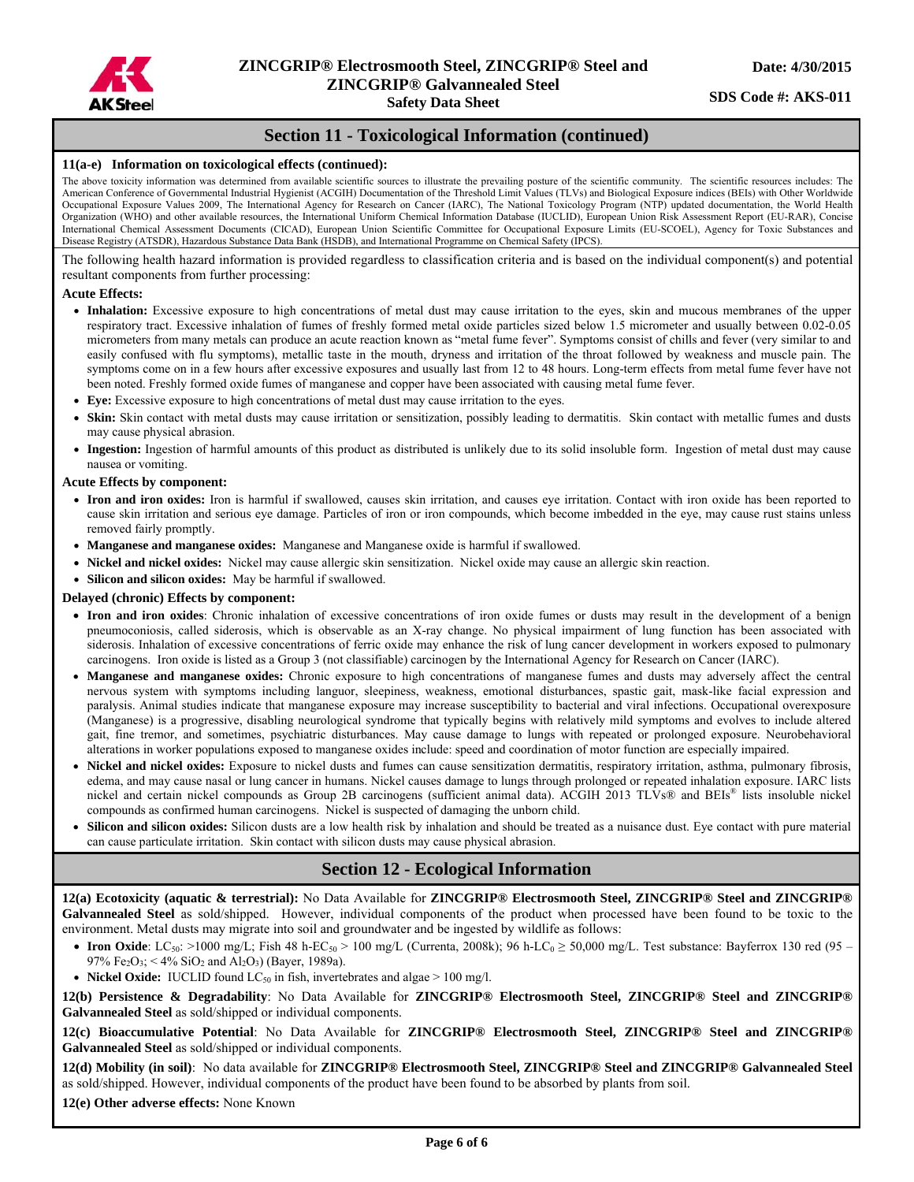## Section 11 - Toxicological Information (continued)

**11(a-e) Information on toxicological effects (continued):**

The above toxicity information was determined from available scientific sources to illustrate the prevailing posture of the scientific community. The scientific resources includes: The American Conference of Governmental Industrial Hygienist (ACGIH) Documentation of the Threshold Limit Values (TLVs) and Biological Exposure indices (BEIs) with Other Worldwide Occupational Exposure Values 2009, The International Agency for Research on Cancer (IARC), The National Toxicology Program (NTP) updated documentation, the World Health Organization (WHO) and other available resources, the International Uniform Chemical Information Database (IUCLID), European Union Risk Assessment Report (EU-RAR), Concise International Chemical Assessment Documents (CICAD), European Union Scientific Committee for Occupational Exposure Limits (EU-SCOEL), Agency for Toxic Substances and Disease Registry (ATSDR), Hazardous Substance Data Bank (HSDB), and International Programme on Chemical Safety (IPCS).

The following health hazard information is provided regardless to classification criteria and is based on the individual component(s) and potential resultant components from further processing:

**Acute Effects:**

- **Inhalation:** Excessive exposure to high concentrations of metal dust may cause irritation to the eyes, skin and mucous membranes of the upper respiratory tract. Excessive inhalation of fumes of freshly formed metal oxide particles sized below 1.5 micrometer and usually between 0.02-0.05 micrometers from many metals can produce an acute reaction known as "metal fume fever". Symptoms consist of chills and fever (very similar to and easily confused with flu symptoms), metallic taste in the mouth, dryness and irritation of the throat followed by weakness and muscle pain. The symptoms come on in a few hours after excessive exposures and usually last from 12 to 48 hours. Long-term effects from metal fume fever have not been noted. Freshly formed oxide fumes of manganese and copper have been associated with causing metal fume fever.
- **Eye:** Excessive exposure to high concentrations of metal dust may cause irritation to the eyes.
- **Skin:** Skin contact with metal dusts may cause irritation or sensitization, possibly leading to dermatitis. Skin contact with metallic fumes and dusts may cause physical abrasion.
- **Ingestion:** Ingestion of harmful amounts of this product as distributed is unlikely due to its solid insoluble form. Ingestion of metal dust may cause nausea or vomiting.

**Acute Effects by component:**

- **Iron and iron oxides:** Iron is harmful if swallowed, causes skin irritation, and causes eye irritation. Contact with iron oxide has been reported to cause skin irritation and serious eye damage. Particles of iron or iron compounds, which become imbedded in the eye, may cause rust stains unless removed fairly promptly.
- **Manganese and manganese oxides:** Manganese and Manganese oxide is harmful if swallowed.
- **Nickel and nickel oxides:** Nickel may cause allergic skin sensitization. Nickel oxide may cause an allergic skin reaction.
- **Silicon and silicon oxides:** May be harmful if swallowed.

**Delayed (chronic) Effects by component:**

- **Iron and iron oxides**: Chronic inhalation of excessive concentrations of iron oxide fumes or dusts may result in the development of a benign pneumoconiosis, called siderosis, which is observable as an X-ray change. No physical impairment of lung function has been associated with siderosis. Inhalation of excessive concentrations of ferric oxide may enhance the risk of lung cancer development in workers exposed to pulmonary carcinogens. Iron oxide is listed as a Group 3 (not classifiable) carcinogen by the International Agency for Research on Cancer (IARC).
- **Manganese and manganese oxides:** Chronic exposure to high concentrations of manganese fumes and dusts may adversely affect the central nervous system with symptoms including languor, sleepiness, weakness, emotional disturbances, spastic gait, mask-like facial expression and paralysis. Animal studies indicate that manganese exposure may increase susceptibility to bacterial and viral infections. Occupational overexposure (Manganese) is a progressive, disabling neurological syndrome that typically begins with relatively mild symptoms and evolves to include altered gait, fine tremor, and sometimes, psychiatric disturbances. May cause damage to lungs with repeated or prolonged exposure. Neurobehavioral alterations in worker populations exposed to manganese oxides include: speed and coordination of motor function are especially impaired.
- **Nickel and nickel oxides:** Exposure to nickel dusts and fumes can cause sensitization dermatitis, respiratory irritation, asthma, pulmonary fibrosis, edema, and may cause nasal or lung cancer in humans. Nickel causes damage to lungs through prolonged or repeated inhalation exposure. IARC lists nickel and certain nickel compounds as Group 2B carcinogens (sufficient animal data). ACGIH 2013 TLVs® and BEIs® lists insoluble nickel compounds as confirmed human carcinogens. Nickel is suspected of damaging the unborn child.
- **Silicon and silicon oxides:** Silicon dusts are a low health risk by inhalation and should be treated as a nuisance dust. Eye contact with pure material can cause particulate irritation. Skin contact with silicon dusts may cause physical abrasion.

## Section 12 - Ecological Information

**12(a) Ecotoxicity (aquatic & terrestrial):** No Data Available for **ZINCGRIP® Electrosmooth Steel, ZINCGRIP® Steel and ZINCGRIP® Galvannealed Steel** as sold/shipped. However, individual components of the product when processed have been found to be toxic to the environment. Metal dusts may migrate into soil and groundwater and be ingested by wildlife as follows:

- **Iron Oxide**: $LC_{50}$: >1000 mg/L; Fish 48 h-$EC_{50}$ > 100 mg/L (Currenta, 2008k); 96 h-$LC_0$ ≥ 50,000 mg/L. Test substance: Bayferrox 130 red (95 – 97% $Fe_2O_3$; < 4% $SiO_2$ and $Al_2O_3$) (Bayer, 1989a).
- **Nickel Oxide:** IUCLID found $LC_{50}$ in fish, invertebrates and algae > 100 mg/l.

**12(b) Persistence & Degradability**: No Data Available for **ZINCGRIP® Electrosmooth Steel, ZINCGRIP® Steel and ZINCGRIP® Galvannealed Steel** as sold/shipped or individual components.

**12(c) Bioaccumulative Potential**: No Data Available for **ZINCGRIP® Electrosmooth Steel, ZINCGRIP® Steel and ZINCGRIP® Galvannealed Steel** as sold/shipped or individual components.

**12(d) Mobility (in soil)**: No data available for **ZINCGRIP® Electrosmooth Steel, ZINCGRIP® Steel and ZINCGRIP® Galvannealed Steel** as sold/shipped. However, individual components of the product have been found to be absorbed by plants from soil.

**12(e) Other adverse effects:** None Known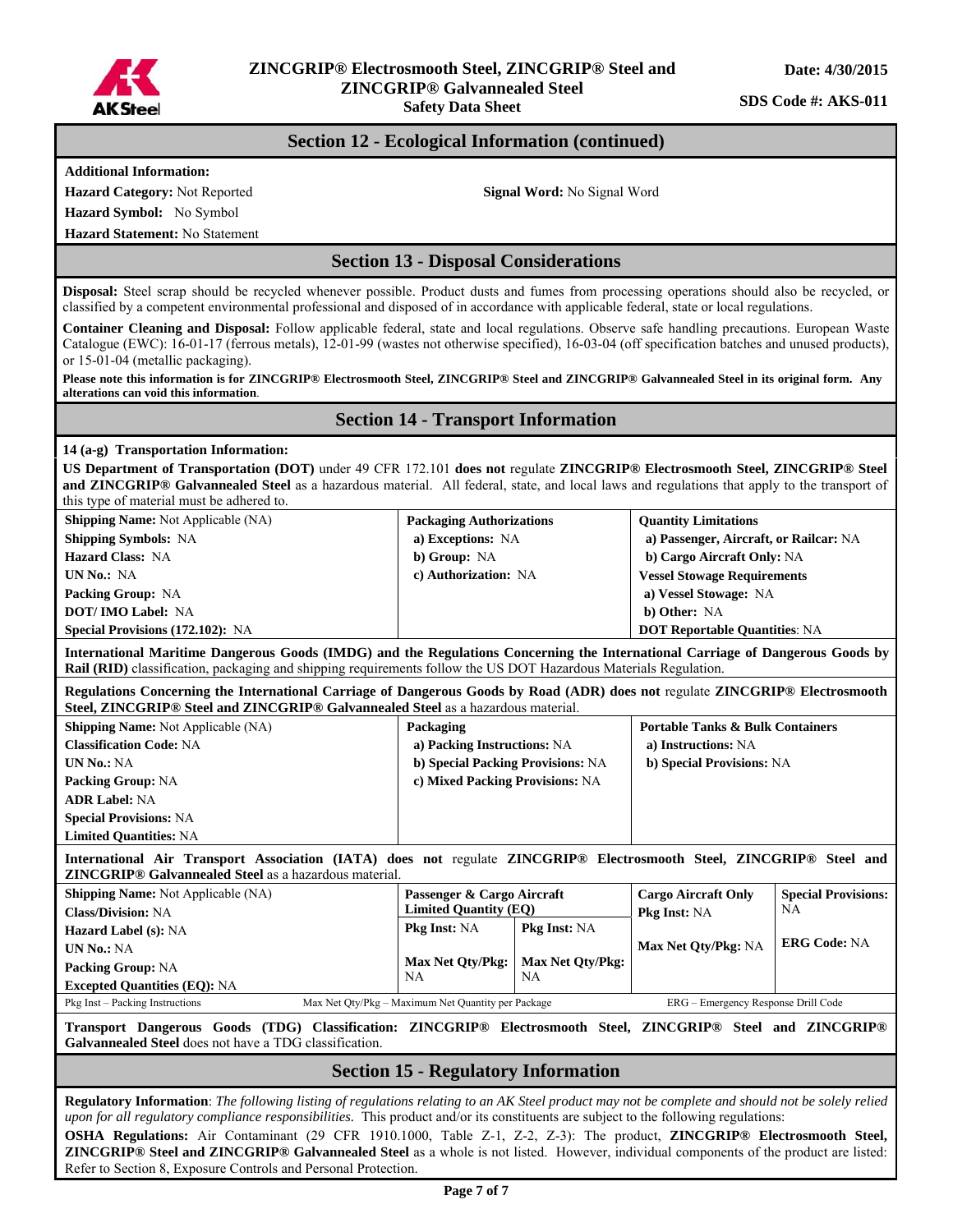## Section 12 - Ecological Information (continued)

**Additional Information:**

**Hazard Category:** Not Reported

**Signal Word:** No Signal Word

**Hazard Symbol:** No Symbol

**Hazard Statement:** No Statement

## Section 13 - Disposal Considerations

**Disposal:** Steel scrap should be recycled whenever possible. Product dusts and fumes from processing operations should also be recycled, or classified by a competent environmental professional and disposed of in accordance with applicable federal, state or local regulations.

**Container Cleaning and Disposal:** Follow applicable federal, state and local regulations. Observe safe handling precautions. European Waste Catalogue (EWC): 16-01-17 (ferrous metals), 12-01-99 (wastes not otherwise specified), 16-03-04 (off specification batches and unused products), or 15-01-04 (metallic packaging).

**Please note this information is for ZINCGRIP® Electrosmooth Steel, ZINCGRIP® Steel and ZINCGRIP® Galvannealed Steel in its original form. Any alterations can void this information**.

## Section 14 - Transport Information

**14 (a-g) Transportation Information:**

**US Department of Transportation (DOT)** under 49 CFR 172.101 **does not** regulate **ZINCGRIP® Electrosmooth Steel, ZINCGRIP® Steel and ZINCGRIP® Galvannealed Steel** as a hazardous material. All federal, state, and local laws and regulations that apply to the transport of this type of material must be adhered to.

| | | |
|---|---|---|
| **Shipping Name:** Not Applicable (NA) | **Packaging Authorizations** | **Quantity Limitations** |
| **Shipping Symbols:** NA | **a) Exceptions:** NA | **a) Passenger, Aircraft, or Railcar:** NA |
| **Hazard Class:** NA | **b) Group:** NA | **b) Cargo Aircraft Only:** NA |
| **UN No.:** NA | **c) Authorization:** NA | **Vessel Stowage Requirements** |
| **Packing Group:** NA | | **a) Vessel Stowage:** NA |
| **DOT/ IMO Label:** NA | | **b) Other:** NA |
| **Special Provisions (172.102):** NA | | **DOT Reportable Quantities**: NA |

**International Maritime Dangerous Goods (IMDG) and the Regulations Concerning the International Carriage of Dangerous Goods by Rail (RID)** classification, packaging and shipping requirements follow the US DOT Hazardous Materials Regulation.

**Regulations Concerning the International Carriage of Dangerous Goods by Road (ADR) does not** regulate **ZINCGRIP® Electrosmooth Steel, ZINCGRIP® Steel and ZINCGRIP® Galvannealed Steel** as a hazardous material.

| | | |
|---|---|---|
| **Shipping Name:** Not Applicable (NA) | **Packaging** | **Portable Tanks & Bulk Containers** |
| **Classification Code:** NA | **a) Packing Instructions:** NA | **a) Instructions:** NA |
| **UN No.:** NA | **b) Special Packing Provisions:** NA | **b) Special Provisions:** NA |
| **Packing Group:** NA | **c) Mixed Packing Provisions:** NA | |
| **ADR Label:** NA | | |
| **Special Provisions:** NA | | |
| **Limited Quantities:** NA | | |

**International Air Transport Association (IATA) does not** regulate **ZINCGRIP® Electrosmooth Steel, ZINCGRIP® Steel and ZINCGRIP® Galvannealed Steel** as a hazardous material.

| | Passenger & Cargo Aircraft | Limited Quantity (EQ) | Cargo Aircraft Only | Special Provisions: |
|---|---|---|---|---|
| **Shipping Name:** Not Applicable (NA) | | | **Pkg Inst:** NA | NA |
| **Class/Division:** NA | **Pkg Inst:** NA | **Pkg Inst:** NA | | |
| **Hazard Label (s):** NA | | | **Max Net Qty/Pkg:** NA | **ERG Code:** NA |
| **UN No.:** NA | | | | |
| **Packing Group:** NA | **Max Net Qty/Pkg:** NA | **Max Net Qty/Pkg:** NA | | |
| **Excepted Quantities (EQ):** NA | | | | |

Pkg Inst – Packing Instructions     Max Net Qty/Pkg – Maximum Net Quantity per Package     ERG – Emergency Response Drill Code

**Transport Dangerous Goods (TDG) Classification: ZINCGRIP® Electrosmooth Steel, ZINCGRIP® Steel and ZINCGRIP® Galvannealed Steel** does not have a TDG classification.

## Section 15 - Regulatory Information

**Regulatory Information**: *The following listing of regulations relating to an AK Steel product may not be complete and should not be solely relied upon for all regulatory compliance responsibilities.* This product and/or its constituents are subject to the following regulations:

**OSHA Regulations:** Air Contaminant (29 CFR 1910.1000, Table Z-1, Z-2, Z-3): The product, **ZINCGRIP® Electrosmooth Steel, ZINCGRIP® Steel and ZINCGRIP® Galvannealed Steel** as a whole is not listed. However, individual components of the product are listed: Refer to Section 8, Exposure Controls and Personal Protection.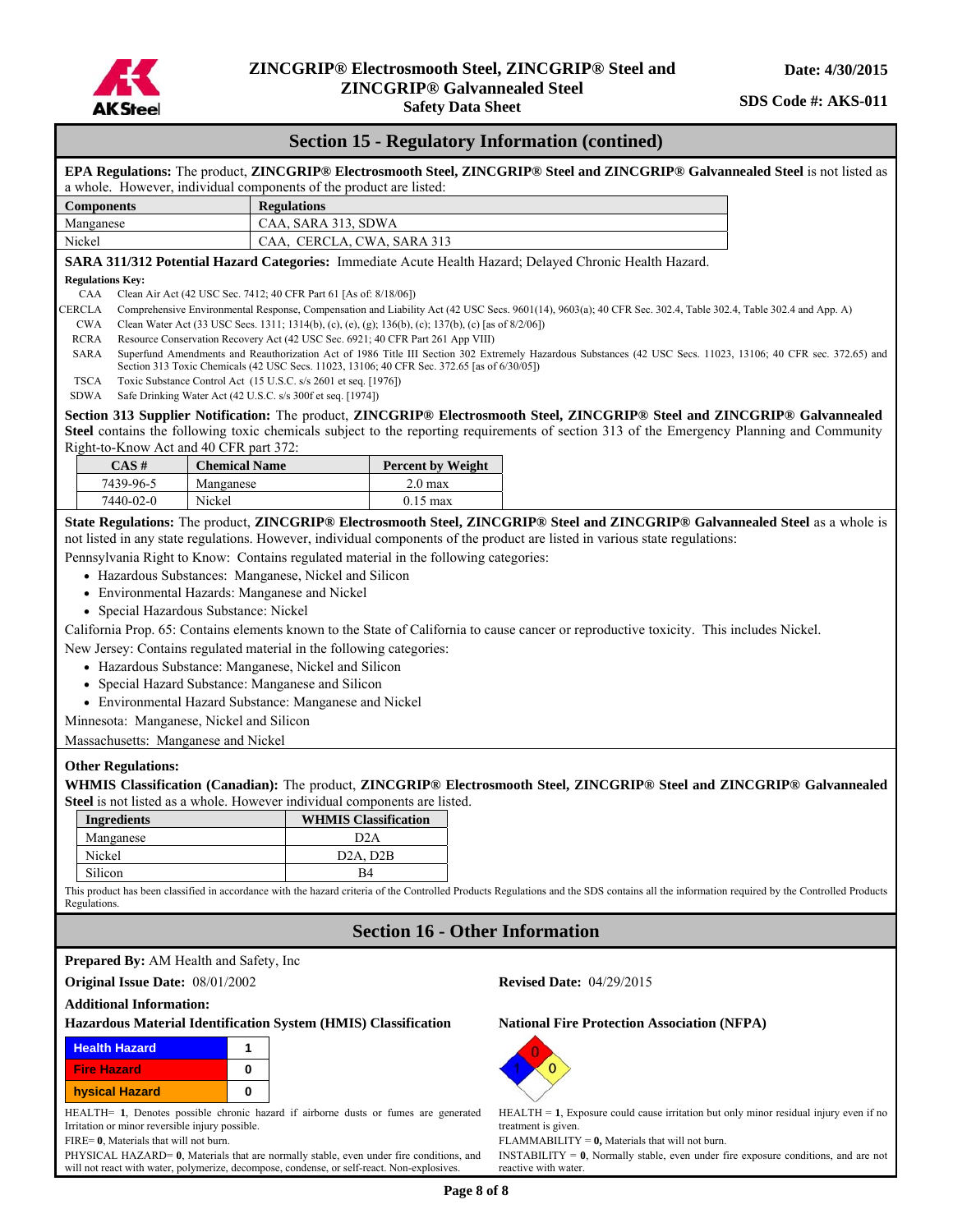## Section 15 - Regulatory Information (contined)

**EPA Regulations:** The product, **ZINCGRIP® Electrosmooth Steel, ZINCGRIP® Steel and ZINCGRIP® Galvannealed Steel** is not listed as a whole. However, individual components of the product are listed:

| Components | Regulations |
|---|---|
| Manganese | CAA, SARA 313, SDWA |
| Nickel | CAA, CERCLA, CWA, SARA 313 |

**SARA 311/312 Potential Hazard Categories:** Immediate Acute Health Hazard; Delayed Chronic Health Hazard.

**Regulations Key:**

- CAA Clean Air Act (42 USC Sec. 7412; 40 CFR Part 61 [As of: 8/18/06])
- CERCLA Comprehensive Environmental Response, Compensation and Liability Act (42 USC Secs. 9601(14), 9603(a); 40 CFR Sec. 302.4, Table 302.4 and App. A)
- CWA Clean Water Act (33 USC Secs. 1311; 1314(b), (c), (e), (g); 136(b), (c); 137(b), (c) [as of 8/2/06])
- RCRA Resource Conservation Recovery Act (42 USC Sec. 6921; 40 CFR Part 261 App VIII)
- SARA Superfund Amendments and Reauthorization Act of 1986 Title III Section 302 Extremely Hazardous Substances (42 USC Secs. 11023, 13106; 40 CFR sec. 372.65) and Section 313 Toxic Chemicals (42 USC Secs. 11023, 13106; 40 CFR Sec. 372.65 [as of 6/30/05])
- TSCA Toxic Substance Control Act (15 U.S.C. s/s 2601 et seq. [1976])
- SDWA Safe Drinking Water Act (42 U.S.C. s/s 300f et seq. [1974])

**Section 313 Supplier Notification:** The product, **ZINCGRIP® Electrosmooth Steel, ZINCGRIP® Steel and ZINCGRIP® Galvannealed Steel** contains the following toxic chemicals subject to the reporting requirements of section 313 of the Emergency Planning and Community Right-to-Know Act and 40 CFR part 372:

| CAS # | Chemical Name | Percent by Weight |
|---|---|---|
| 7439-96-5 | Manganese | 2.0 max |
| 7440-02-0 | Nickel | 0.15 max |

**State Regulations:** The product, **ZINCGRIP® Electrosmooth Steel, ZINCGRIP® Steel and ZINCGRIP® Galvannealed Steel** as a whole is not listed in any state regulations. However, individual components of the product are listed in various state regulations:

Pennsylvania Right to Know: Contains regulated material in the following categories:

- Hazardous Substances: Manganese, Nickel and Silicon
- Environmental Hazards: Manganese and Nickel
- Special Hazardous Substance: Nickel

California Prop. 65: Contains elements known to the State of California to cause cancer or reproductive toxicity. This includes Nickel.

New Jersey: Contains regulated material in the following categories:

- Hazardous Substance: Manganese, Nickel and Silicon
- Special Hazard Substance: Manganese and Silicon
- Environmental Hazard Substance: Manganese and Nickel

Minnesota: Manganese, Nickel and Silicon

Massachusetts: Manganese and Nickel

**Other Regulations:**

**WHMIS Classification (Canadian):** The product, **ZINCGRIP® Electrosmooth Steel, ZINCGRIP® Steel and ZINCGRIP® Galvannealed Steel** is not listed as a whole. However individual components are listed.

| Ingredients | WHMIS Classification |
|---|---|
| Manganese | D2A |
| Nickel | D2A, D2B |
| Silicon | B4 |

This product has been classified in accordance with the hazard criteria of the Controlled Products Regulations and the SDS contains all the information required by the Controlled Products Regulations.

## Section 16 - Other Information

**Prepared By:** AM Health and Safety, Inc

**Original Issue Date:** 08/01/2002

**Revised Date:** 04/29/2015

**Additional Information:**

**Hazardous Material Identification System (HMIS) Classification**

| Health Hazard | 1 |
|---|---|
| Fire Hazard | 0 |
| hysical Hazard | 0 |

HEALTH= **1**, Denotes possible chronic hazard if airborne dusts or fumes are generated Irritation or minor reversible injury possible.

FIRE= **0**, Materials that will not burn.

PHYSICAL HAZARD= **0**, Materials that are normally stable, even under fire conditions, and will not react with water, polymerize, decompose, condense, or self-react. Non-explosives.

**National Fire Protection Association (NFPA)**

Health: 1, Flammability: 0, Instability: 0

HEALTH = **1**, Exposure could cause irritation but only minor residual injury even if no treatment is given.

FLAMMABILITY = **0,** Materials that will not burn.

INSTABILITY = **0**, Normally stable, even under fire exposure conditions, and are not reactive with water.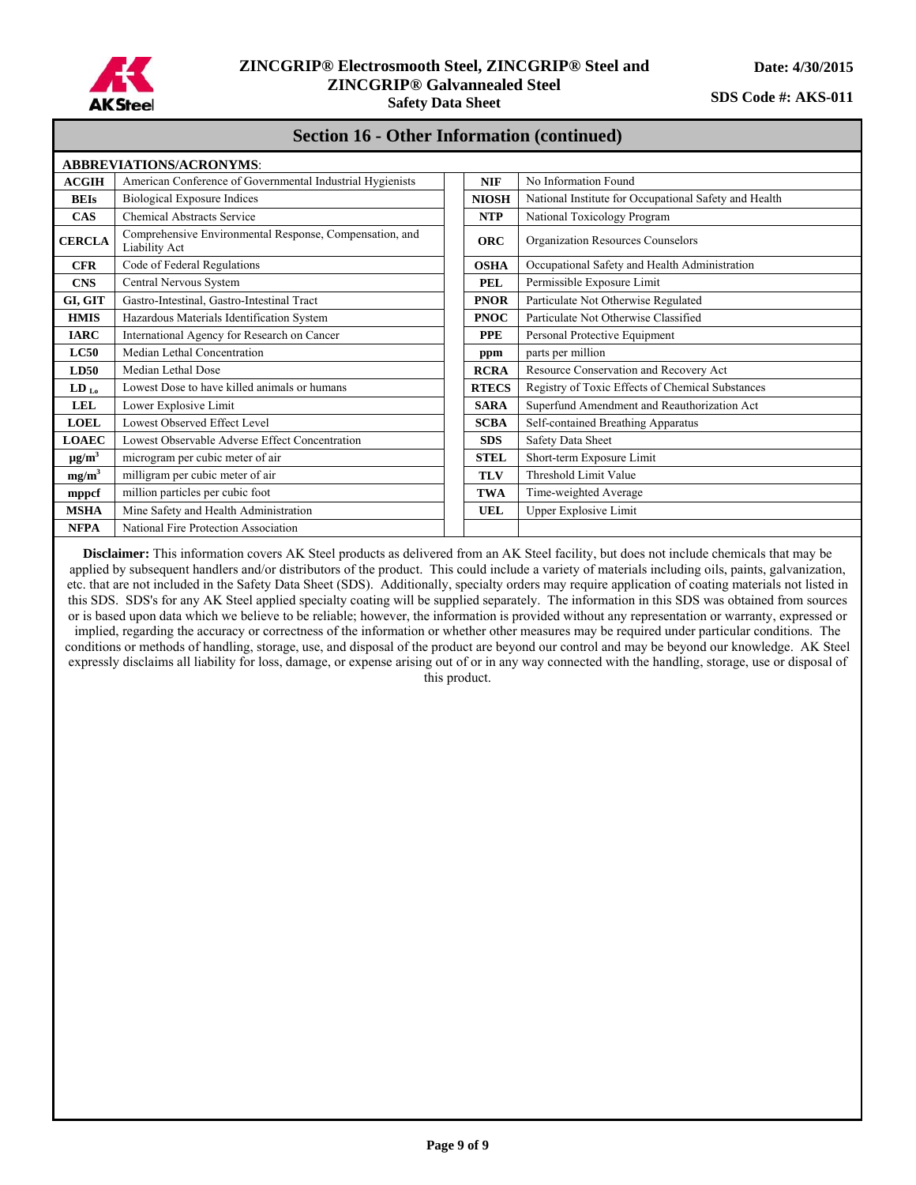## Section 16 - Other Information (continued)

**ABBREVIATIONS/ACRONYMS**:

| | | | |
|---|---|---|---|
| **ACGIH** | American Conference of Governmental Industrial Hygienists | **NIF** | No Information Found |
| **BEIs** | Biological Exposure Indices | **NIOSH** | National Institute for Occupational Safety and Health |
| **CAS** | Chemical Abstracts Service | **NTP** | National Toxicology Program |
| **CERCLA** | Comprehensive Environmental Response, Compensation, and Liability Act | **ORC** | Organization Resources Counselors |
| **CFR** | Code of Federal Regulations | **OSHA** | Occupational Safety and Health Administration |
| **CNS** | Central Nervous System | **PEL** | Permissible Exposure Limit |
| **GI, GIT** | Gastro-Intestinal, Gastro-Intestinal Tract | **PNOR** | Particulate Not Otherwise Regulated |
| **HMIS** | Hazardous Materials Identification System | **PNOC** | Particulate Not Otherwise Classified |
| **IARC** | International Agency for Research on Cancer | **PPE** | Personal Protective Equipment |
| **LC50** | Median Lethal Concentration | **ppm** | parts per million |
| **LD50** | Median Lethal Dose | **RCRA** | Resource Conservation and Recovery Act |
| **$LD_{Lo}$** | Lowest Dose to have killed animals or humans | **RTECS** | Registry of Toxic Effects of Chemical Substances |
| **LEL** | Lower Explosive Limit | **SARA** | Superfund Amendment and Reauthorization Act |
| **LOEL** | Lowest Observed Effect Level | **SCBA** | Self-contained Breathing Apparatus |
| **LOAEC** | Lowest Observable Adverse Effect Concentration | **SDS** | Safety Data Sheet |
| **$\mu g/m^3$** | microgram per cubic meter of air | **STEL** | Short-term Exposure Limit |
| **$mg/m^3$** | milligram per cubic meter of air | **TLV** | Threshold Limit Value |
| **mppcf** | million particles per cubic foot | **TWA** | Time-weighted Average |
| **MSHA** | Mine Safety and Health Administration | **UEL** | Upper Explosive Limit |
| **NFPA** | National Fire Protection Association | | |

**Disclaimer:** This information covers AK Steel products as delivered from an AK Steel facility, but does not include chemicals that may be applied by subsequent handlers and/or distributors of the product. This could include a variety of materials including oils, paints, galvanization, etc. that are not included in the Safety Data Sheet (SDS). Additionally, specialty orders may require application of coating materials not listed in this SDS. SDS's for any AK Steel applied specialty coating will be supplied separately. The information in this SDS was obtained from sources or is based upon data which we believe to be reliable; however, the information is provided without any representation or warranty, expressed or implied, regarding the accuracy or correctness of the information or whether other measures may be required under particular conditions. The conditions or methods of handling, storage, use, and disposal of the product are beyond our control and may be beyond our knowledge. AK Steel expressly disclaims all liability for loss, damage, or expense arising out of or in any way connected with the handling, storage, use or disposal of this product.